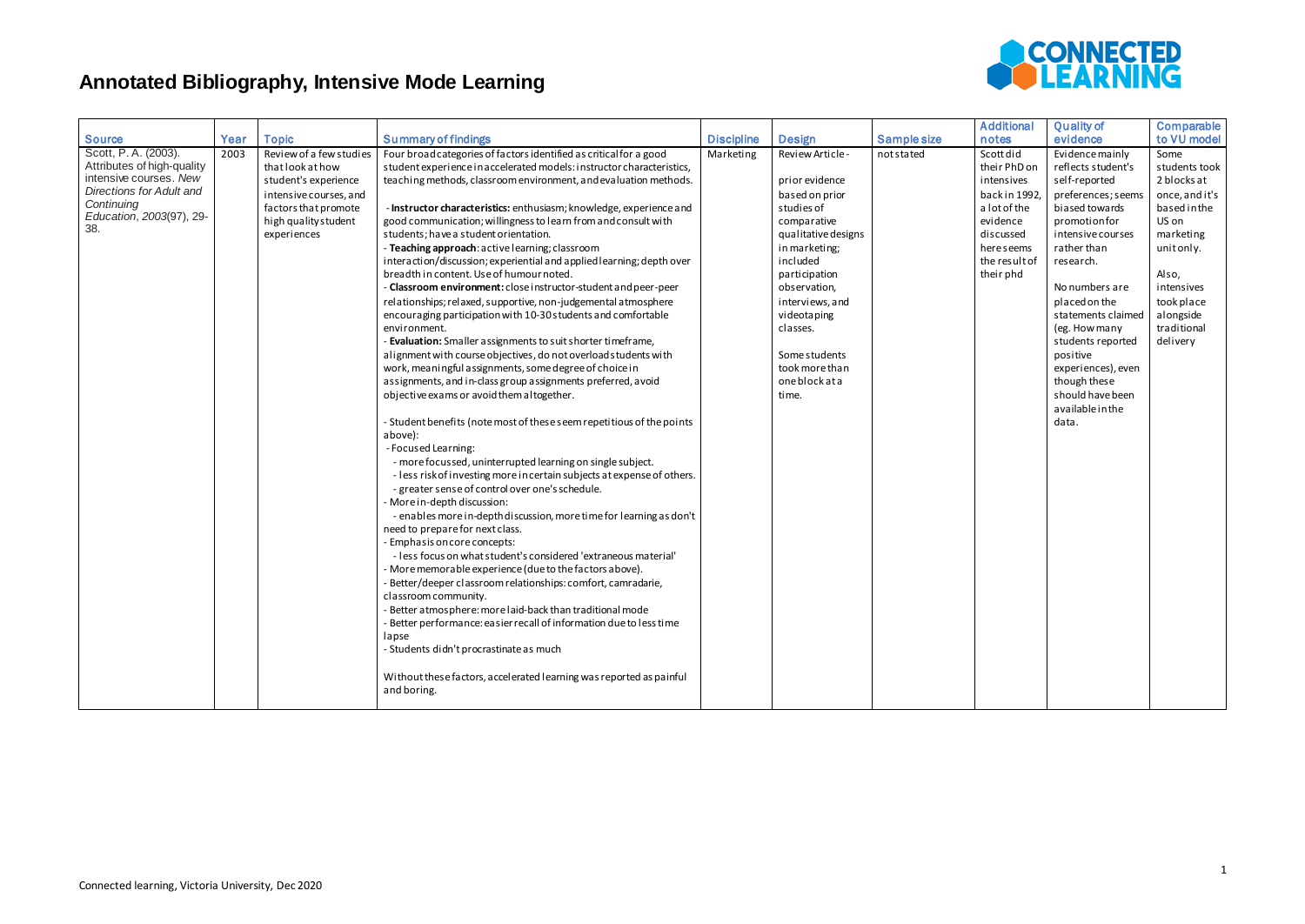# Annotated Bibliography, Intensive Mode Learning

| Source | Year | Topic | Summary of findings | Discipline | Design | Sample size | Additional notes | Quality of evidence | Comparable to VU model |
|---|---|---|---|---|---|---|---|---|---|
| Scott, P. A. (2003). Attributes of high-quality intensive courses. *New Directions for Adult and Continuing Education*, *2003*(97), 29-38. | 2003 | Review of a few studies that look at how student's experience intensive courses, and factors that promote high quality student experiences | Four broad categories of factors identified as critical for a good student experience in accelerated models: instructor characteristics, teaching methods, classroom environment, and evaluation methods.<br><br>- **Instructor characteristics:** enthusiasm; knowledge, experience and good communication; willingness to learn from and consult with students; have a student orientation.<br>- **Teaching approach**: active learning; classroom interaction/discussion; experiential and applied learning; depth over breadth in content. Use of humour noted.<br>- **Classroom environment:** close instructor-student and peer-peer relationships; relaxed, supportive, non-judgemental atmosphere encouraging participation with 10-30 students and comfortable environment.<br>- **Evaluation:** Smaller assignments to suit shorter timeframe, alignment with course objectives, do not overload students with work, meaningful assignments, some degree of choice in assignments, and in-class group assignments preferred, avoid objective exams or avoid them altogether.<br><br>- Student benefits (note most of these seem repetitious of the points above):<br>- Focused Learning:<br>- more focussed, uninterrupted learning on single subject.<br>- less risk of investing more in certain subjects at expense of others.<br>- greater sense of control over one's schedule.<br>- More in-depth discussion:<br>- enables more in-depth discussion, more time for learning as don't need to prepare for next class.<br>- Emphasis on core concepts:<br>- less focus on what student's considered 'extraneous material'<br>- More memorable experience (due to the factors above).<br>- Better/deeper classroom relationships: comfort, camradarie, classroom community.<br>- Better atmosphere: more laid-back than traditional mode<br>- Better performance: easier recall of information due to less time lapse<br>- Students didn't procrastinate as much<br><br>Without these factors, accelerated learning was reported as painful and boring. | Marketing | Review Article -<br><br>prior evidence based on prior studies of comparative qualitative designs in marketing; included participation observation, interviews, and videotaping classes.<br><br>Some students took more than one block at a time. | not stated | Scott did their PhD on intensives back in 1992, a lot of the evidence discussed here seems the result of their phd | Evidence mainly reflects student's self-reported preferences; seems biased towards promotion for intensive courses rather than research.<br><br>No numbers are placed on the statements claimed (eg. How many students reported positive experiences), even though these should have been available in the data. | Some students took 2 blocks at once, and it's based in the US on marketing unit only.<br><br>Also, intensives took place alongside traditional delivery |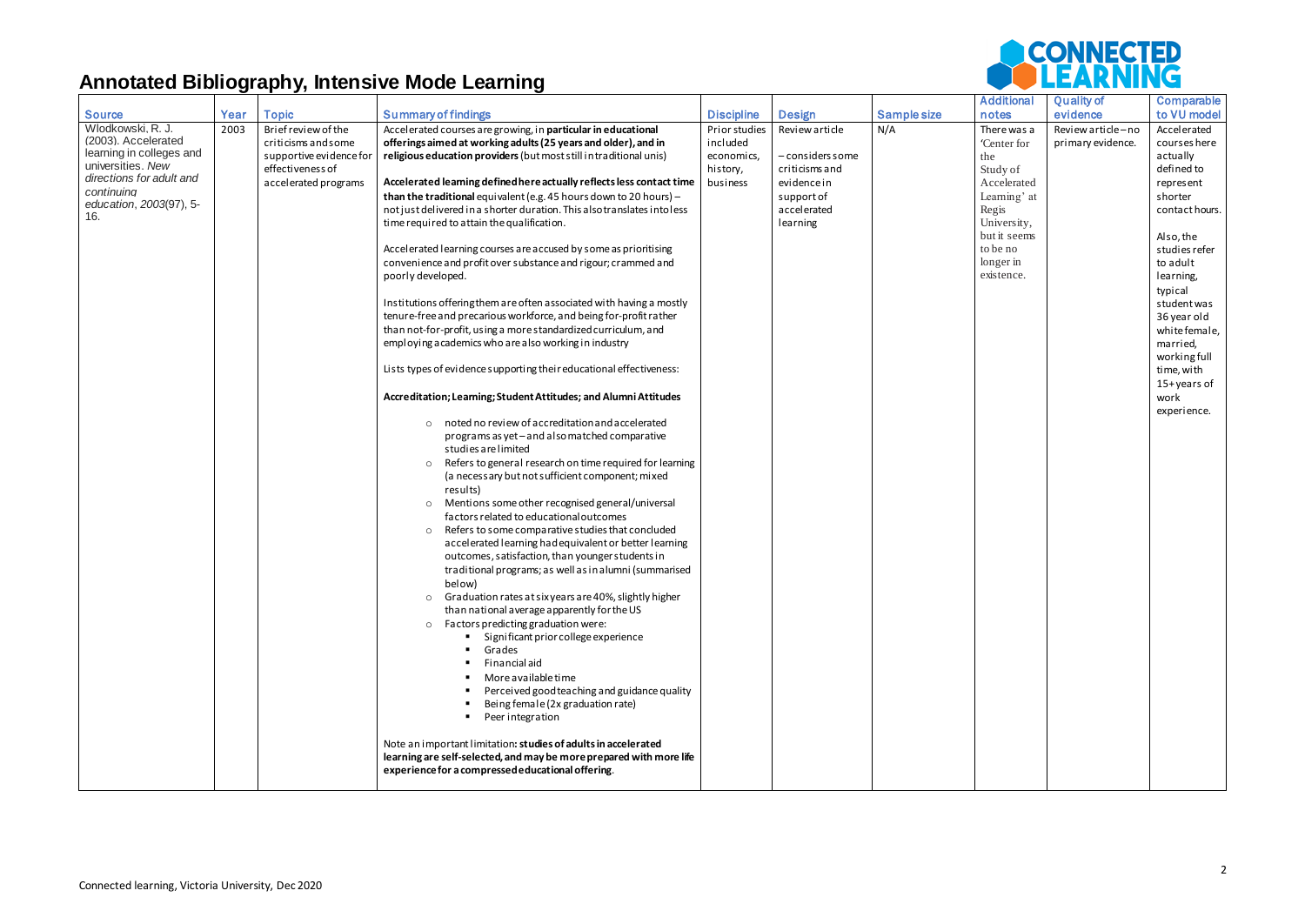# Annotated Bibliography, Intensive Mode Learning

| Source | Year | Topic | Summary of findings | Discipline | Design | Sample size | Additional notes | Quality of evidence | Comparable to VU model |
|---|---|---|---|---|---|---|---|---|---|
| Wlodkowski, R. J. (2003). Accelerated learning in colleges and universities. *New directions for adult and continuing education*, *2003*(97), 5-16. | 2003 | Brief review of the criticisms and some supportive evidence for effectiveness of accelerated programs | Accelerated courses are growing, in **particular in educational offerings aimed at working adults (25 years and older), and in religious education providers** (but most still in traditional unis)<br><br>**Accelerated learning defined here actually reflects less contact time than the traditional** equivalent (e.g. 45 hours down to 20 hours) – not just delivered in a shorter duration. This also translates into less time required to attain the qualification.<br><br>Accelerated learning courses are accused by some as prioritising convenience and profit over substance and rigour; crammed and poorly developed.<br><br>Institutions offering them are often associated with having a mostly tenure-free and precarious workforce, and being for-profit rather than not-for-profit, using a more standardized curriculum, and employing academics who are also working in industry<br><br>Lists types of evidence supporting their educational effectiveness:<br><br>**Accreditation; Learning; Student Attitudes; and Alumni Attitudes**<br><br>○ noted no review of accreditation and accelerated programs as yet – and also matched comparative studies are limited<br>○ Refers to general research on time required for learning (a necessary but not sufficient component; mixed results)<br>○ Mentions some other recognised general/universal factors related to educational outcomes<br>○ Refers to some comparative studies that concluded accelerated learning had equivalent or better learning outcomes, satisfaction, than younger students in traditional programs; as well as in alumni (summarised below)<br>○ Graduation rates at six years are 40%, slightly higher than national average apparently for the US<br>○ Factors predicting graduation were:<br>▪ Significant prior college experience<br>▪ Grades<br>▪ Financial aid<br>▪ More available time<br>▪ Perceived good teaching and guidance quality<br>▪ Being female (2x graduation rate)<br>▪ Peer integration<br><br>Note an important limitation**: studies of adults in accelerated learning are self-selected, and may be more prepared with more life experience for a compressed educational offering**. | Prior studies included economics, history, business | Review article<br><br>– considers some criticisms and evidence in support of accelerated learning | N/A | There was a 'Center for the Study of Accelerated Learning' at Regis University, but it seems to be no longer in existence. | Review article – no primary evidence. | Accelerated courses here actually defined to represent shorter contact hours.<br><br>Also, the studies refer to adult learning, typical student was 36 year old white female, married, working full time, with 15+ years of work experience. |

Connected learning, Victoria University, Dec 2020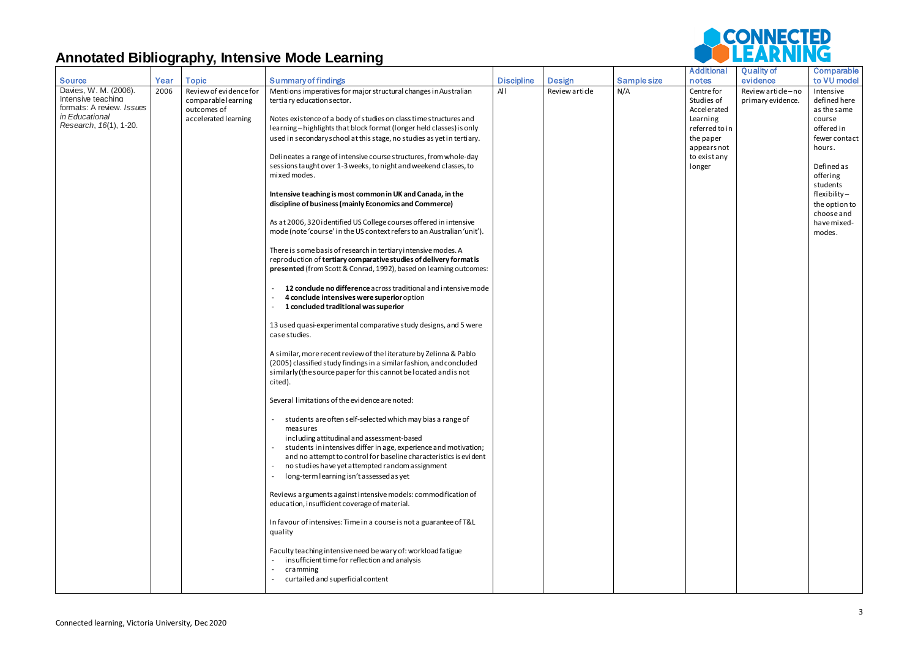# Annotated Bibliography, Intensive Mode Learning

| Source | Year | Topic | Summary of findings | Discipline | Design | Sample size | Additional notes | Quality of evidence | Comparable to VU model |
|---|---|---|---|---|---|---|---|---|---|
| Davies, W. M. (2006). Intensive teaching formats: A review. *Issues in Educational Research*, *16*(1), 1-20. | 2006 | Review of evidence for comparable learning outcomes of accelerated learning | Mentions imperatives for major structural changes in Australian tertiary education sector.<br><br>Notes existence of a body of studies on class time structures and learning – highlights that block format (longer held classes) is only used in secondary school at this stage, no studies as yet in tertiary.<br><br>Delineates a range of intensive course structures, from whole-day sessions taught over 1-3 weeks, to night and weekend classes, to mixed modes.<br><br>**Intensive teaching is most common in UK and Canada, in the discipline of business (mainly Economics and Commerce)**<br><br>As at 2006, 320 identified US College courses offered in intensive mode (note 'course' in the US context refers to an Australian 'unit').<br><br>There is some basis of research in tertiary intensive modes. A reproduction of **tertiary comparative studies of delivery format is presented** (from Scott & Conrad, 1992), based on learning outcomes:<br><br>- **12 conclude no difference** across traditional and intensive mode<br>- **4 conclude intensives were superior** option<br>- **1 concluded traditional was superior**<br><br>13 used quasi-experimental comparative study designs, and 5 were case studies.<br><br>A similar, more recent review of the literature by Zelinna & Pablo (2005) classified study findings in a similar fashion, and concluded similarly (the source paper for this cannot be located and is not cited).<br><br>Several limitations of the evidence are noted:<br><br>- students are often self-selected which may bias a range of measures including attitudinal and assessment-based<br>- students in intensives differ in age, experience and motivation; and no attempt to control for baseline characteristics is evident<br>- no studies have yet attempted random assignment<br>- long-term learning isn't assessed as yet<br><br>Reviews arguments against intensive models: commodification of education, insufficient coverage of material.<br><br>In favour of intensives: Time in a course is not a guarantee of T&L quality<br><br>Faculty teaching intensive need be wary of: workload fatigue<br>- insufficient time for reflection and analysis<br>- cramming<br>- curtailed and superficial content | All | Review article | N/A | Centre for Studies of Accelerated Learning referred to in the paper appears not to exist any longer | Review article – no primary evidence. | Intensive defined here as the same course offered in fewer contact hours.<br><br>Defined as offering students flexibility – the option to choose and have mixed-modes. |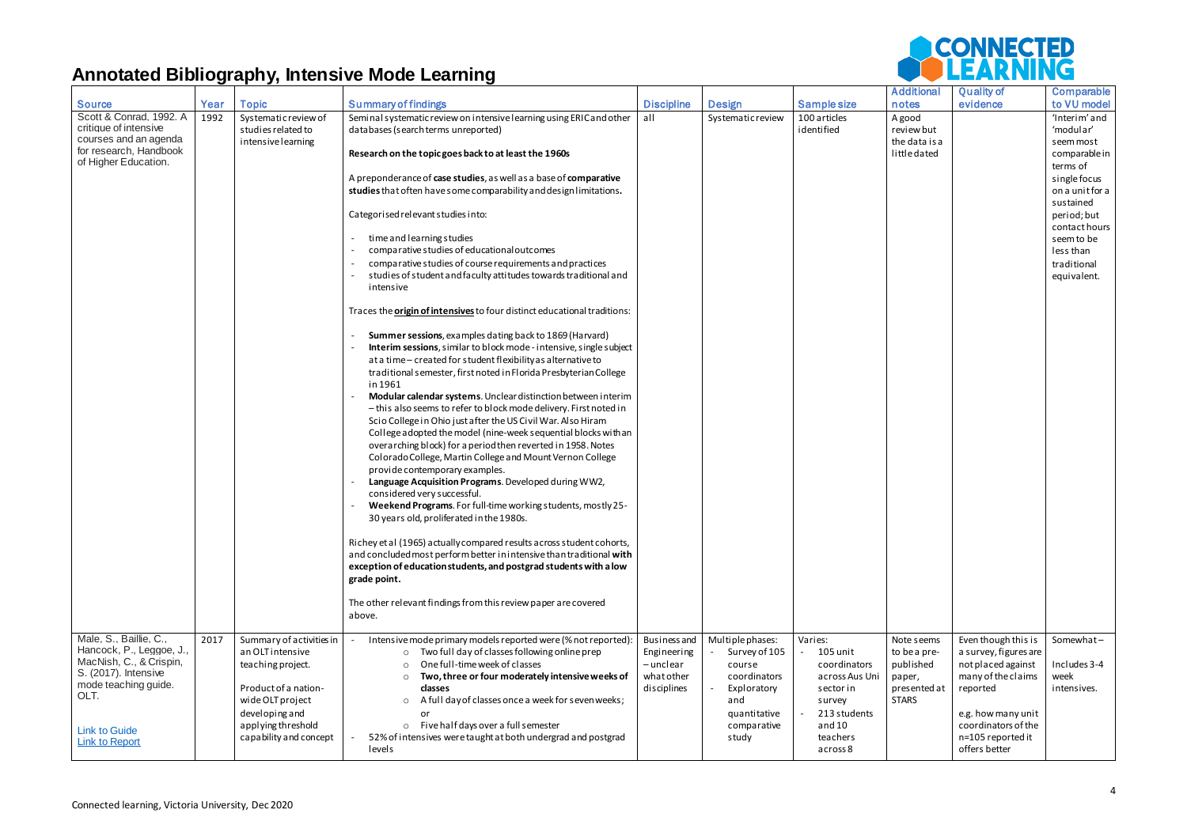# Annotated Bibliography, Intensive Mode Learning

| Source | Year | Topic | Summary of findings | Discipline | Design | Sample size | Additional notes | Quality of evidence | Comparable to VU model |
|---|---|---|---|---|---|---|---|---|---|
| Scott & Conrad, 1992. A critique of intensive courses and an agenda for research, Handbook of Higher Education. | 1992 | Systematic review of studies related to intensive learning | Seminal systematic review on intensive learning using ERIC and other databases (search terms unreported)<br><br>**Research on the topic goes back to at least the 1960s**<br><br>A preponderance of **case studies**, as well as a base of **comparative studies** that often have some comparability and design limitations.<br><br>Categorised relevant studies into:<br><br>- time and learning studies<br>- comparative studies of educational outcomes<br>- comparative studies of course requirements and practices<br>- studies of student and faculty attitudes towards traditional and intensive<br><br>Traces the **origin of intensives** to four distinct educational traditions:<br><br>- **Summer sessions**, examples dating back to 1869 (Harvard)<br>- **Interim sessions**, similar to block mode - intensive, single subject at a time – created for student flexibility as alternative to traditional semester, first noted in Florida Presbyterian College in 1961<br>- **Modular calendar systems**. Unclear distinction between interim – this also seems to refer to block mode delivery. First noted in Scio College in Ohio just after the US Civil War. Also Hiram College adopted the model (nine-week sequential blocks with an overarching block) for a period then reverted in 1958. Notes Colorado College, Martin College and Mount Vernon College provide contemporary examples.<br>- **Language Acquisition Programs**. Developed during WW2, considered very successful.<br>- **Weekend Programs**. For full-time working students, mostly 25-30 years old, proliferated in the 1980s.<br><br>Richey et al (1965) actually compared results across student cohorts, and concluded most perform better in intensive than traditional **with exception of education students, and postgrad students with a low grade point.**<br><br>The other relevant findings from this review paper are covered above. | all | Systematic review | 100 articles identified | A good review but the data is a little dated | | 'Interim' and 'modular' seem most comparable in terms of single focus on a unit for a sustained period; but contact hours seem to be less than traditional equivalent. |
| Male, S., Baillie, C., Hancock, P., Leggoe, J., MacNish, C., & Crispin, S. (2017). Intensive mode teaching guide. OLT.<br><br>Link to Guide<br>Link to Report | 2017 | Summary of activities in an OLT intensive teaching project.<br><br>Product of a nation-wide OLT project developing and applying threshold capability and concept | - Intensive mode primary models reported were (% not reported):<br>&nbsp;&nbsp;o Two full day of classes following online prep<br>&nbsp;&nbsp;o One full-time week of classes<br>&nbsp;&nbsp;o **Two, three or four moderately intensive weeks of classes**<br>&nbsp;&nbsp;o A full day of classes once a week for seven weeks; or<br>&nbsp;&nbsp;o Five half days over a full semester<br>- 52% of intensives were taught at both undergrad and postgrad levels | Business and Engineering – unclear what other disciplines | Multiple phases:<br>- Survey of 105 course coordinators<br>- Exploratory and quantitative comparative study | Varies:<br>- 105 unit coordinators across Aus Uni sector in survey<br>- 213 students and 10 teachers across 8 | Note seems to be a pre-published paper, presented at STARS | Even though this is a survey, figures are not placed against many of the claims reported<br><br>e.g. how many unit coordinators of the n=105 reported it offers better | Somewhat – Includes 3-4 week intensives. |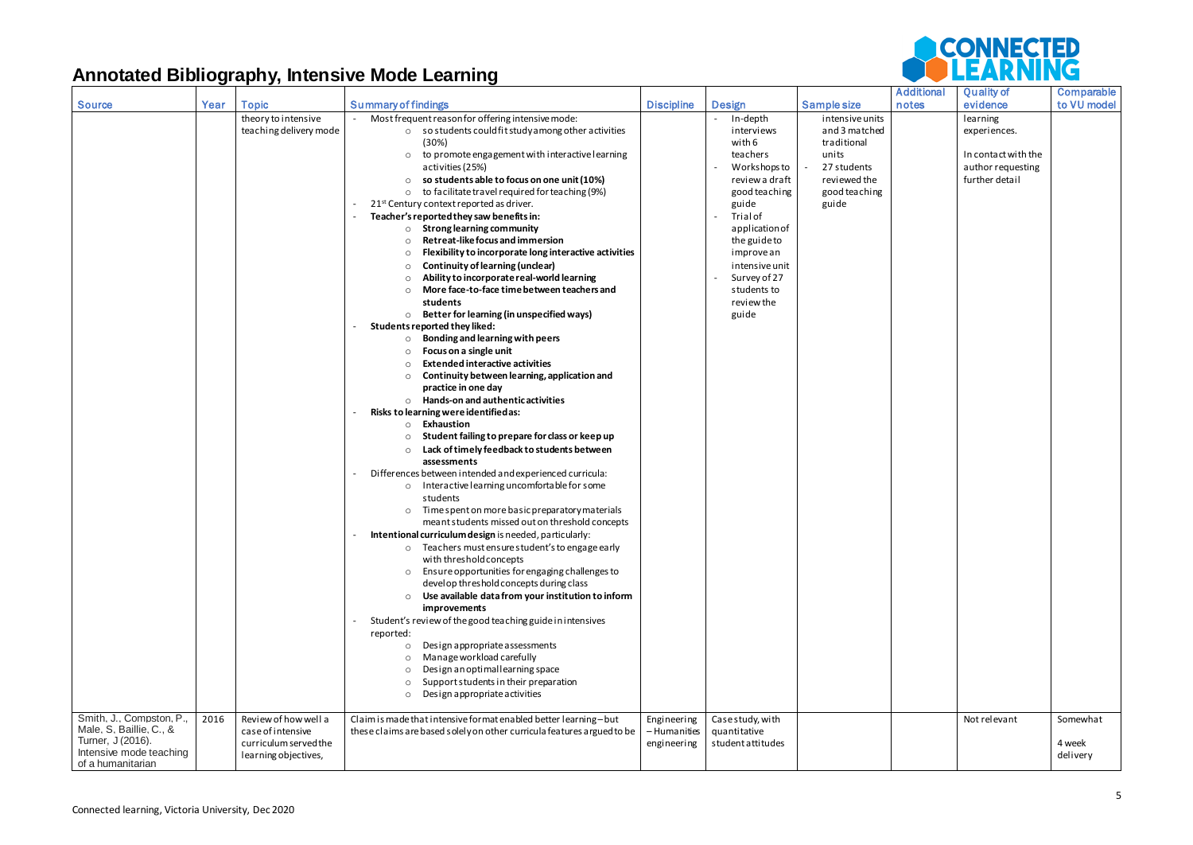# Annotated Bibliography, Intensive Mode Learning

| Source | Year | Topic | Summary of findings | Discipline | Design | Sample size | Additional notes | Quality of evidence | Comparable to VU model |
|---|---|---|---|---|---|---|---|---|---|
| | | theory to intensive teaching delivery mode | - Most frequent reason for offering intensive mode:<br>○ so students could fit study among other activities (30%)<br>○ to promote engagement with interactive learning activities (25%)<br>○ **so students able to focus on one unit (10%)**<br>○ to facilitate travel required for teaching (9%)<br>- 21st Century context reported as driver.<br>- **Teacher's reported they saw benefits in:**<br>○ **Strong learning community**<br>○ **Retreat-like focus and immersion**<br>○ **Flexibility to incorporate long interactive activities**<br>○ **Continuity of learning (unclear)**<br>○ **Ability to incorporate real-world learning**<br>○ **More face-to-face time between teachers and students**<br>○ **Better for learning (in unspecified ways)**<br>- **Students reported they liked:**<br>○ **Bonding and learning with peers**<br>○ **Focus on a single unit**<br>○ **Extended interactive activities**<br>○ **Continuity between learning, application and practice in one day**<br>○ **Hands-on and authentic activities**<br>- **Risks to learning were identified as:**<br>○ **Exhaustion**<br>○ **Student failing to prepare for class or keep up**<br>○ **Lack of timely feedback to students between assessments**<br>- Differences between intended and experienced curricula:<br>○ Interactive learning uncomfortable for some students<br>○ Time spent on more basic preparatory materials meant students missed out on threshold concepts<br>- **Intentional curriculum design** is needed, particularly:<br>○ Teachers must ensure student's to engage early with threshold concepts<br>○ Ensure opportunities for engaging challenges to develop threshold concepts during class<br>○ **Use available data from your institution to inform improvements**<br>- Student's review of the good teaching guide in intensives reported:<br>○ Design appropriate assessments<br>○ Manage workload carefully<br>○ Design an optimal learning space<br>○ Support students in their preparation<br>○ Design appropriate activities | | - In-depth interviews with 6 teachers<br>- Workshops to review a draft good teaching guide<br>- Trial of application of the guide to improve an intensive unit<br>- Survey of 27 students to review the guide | intensive units and 3 matched traditional units<br>- 27 students reviewed the good teaching guide | | learning experiences.<br><br>In contact with the author requesting further detail | |
| Smith, J., Compston, P., Male, S, Baillie, C., & Turner, J (2016). Intensive mode teaching of a humanitarian | 2016 | Review of how well a case of intensive curriculum served the learning objectives, | Claim is made that intensive format enabled better learning – but these claims are based solely on other curricula features argued to be | Engineering – Humanities engineering | Case study, with quantitative student attitudes | | | Not relevant | Somewhat<br><br>4 week delivery |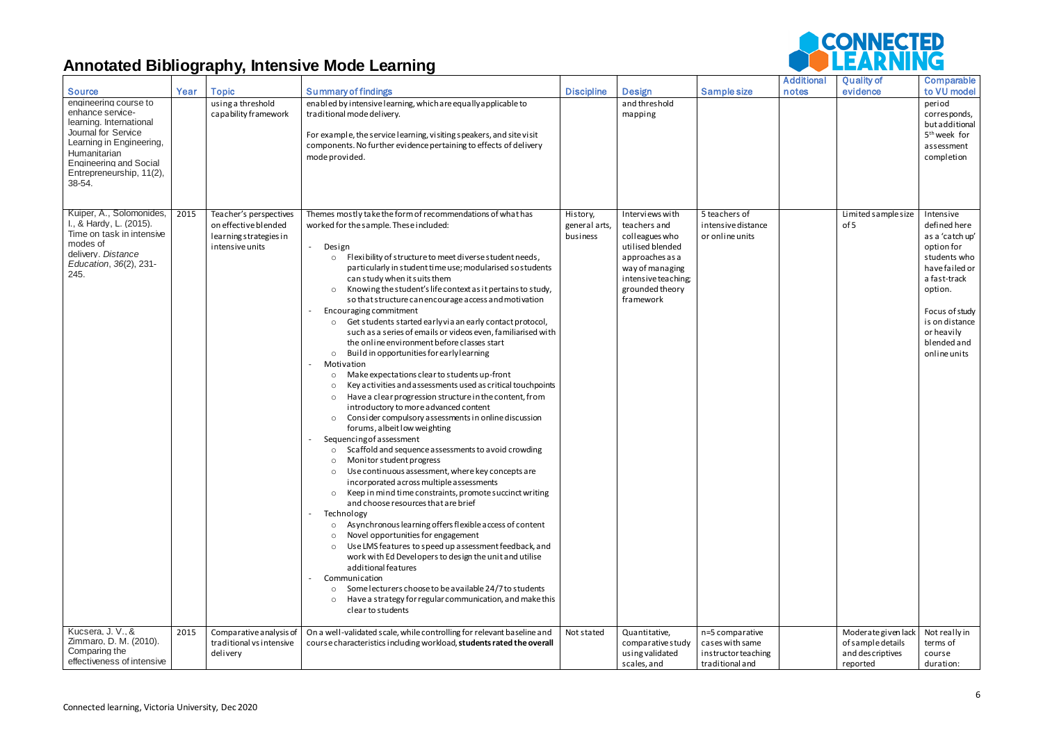# Annotated Bibliography, Intensive Mode Learning

| Source | Year | Topic | Summary of findings | Discipline | Design | Sample size | Additional notes | Quality of evidence | Comparable to VU model |
|---|---|---|---|---|---|---|---|---|---|
| engineering course to enhance service-learning. International Journal for Service Learning in Engineering, Humanitarian Engineering and Social Entrepreneurship, 11(2), 38-54. | | using a threshold capability framework | enabled by intensive learning, which are equally applicable to traditional mode delivery. <br><br> For example, the service learning, visiting speakers, and site visit components. No further evidence pertaining to effects of delivery mode provided. | | and threshold mapping | | | | period corresponds, but additional 5th week for assessment completion |
| Kuiper, A., Solomonides, I., & Hardy, L. (2015). Time on task in intensive modes of delivery. *Distance Education*, *36*(2), 231-245. | 2015 | Teacher's perspectives on effective blended learning strategies in intensive units | Themes mostly take the form of recommendations of what has worked for the sample. These included: <br><br> - Design <br> o Flexibility of structure to meet diverse student needs, particularly in student time use; modularised so students can study when it suits them <br> o Knowing the student's life context as it pertains to study, so that structure can encourage access and motivation <br> - Encouraging commitment <br> o Get students started early via an early contact protocol, such as a series of emails or videos even, familiarised with the online environment before classes start <br> o Build in opportunities for early learning <br> - Motivation <br> o Make expectations clear to students up-front <br> o Key activities and assessments used as critical touchpoints <br> o Have a clear progression structure in the content, from introductory to more advanced content <br> o Consider compulsory assessments in online discussion forums, albeit low weighting <br> - Sequencing of assessment <br> o Scaffold and sequence assessments to avoid crowding <br> o Monitor student progress <br> o Use continuous assessment, where key concepts are incorporated across multiple assessments <br> o Keep in mind time constraints, promote succinct writing and choose resources that are brief <br> - Technology <br> o Asynchronous learning offers flexible access of content <br> o Novel opportunities for engagement <br> o Use LMS features to speed up assessment feedback, and work with Ed Developers to design the unit and utilise additional features <br> - Communication <br> o Some lecturers choose to be available 24/7 to students <br> o Have a strategy for regular communication, and make this clear to students | History, general arts, business | Interviews with teachers and colleagues who utilised blended approaches as a way of managing intensive teaching; grounded theory framework | 5 teachers of intensive distance or online units | | Limited sample size of 5 | Intensive defined here as a 'catch up' option for students who have failed or a fast-track option. <br><br> Focus of study is on distance or heavily blended and online units |
| Kucsera, J. V., & Zimmaro, D. M. (2010). Comparing the effectiveness of intensive | 2015 | Comparative analysis of traditional vs intensive delivery | On a well-validated scale, while controlling for relevant baseline and course characteristics including workload, **students rated the overall** | Not stated | Quantitative, comparative study using validated scales, and | n=5 comparative cases with same instructor teaching traditional and | | Moderate given lack of sample details and descriptives reported | Not really in terms of course duration: |

Connected learning, Victoria University, Dec 2020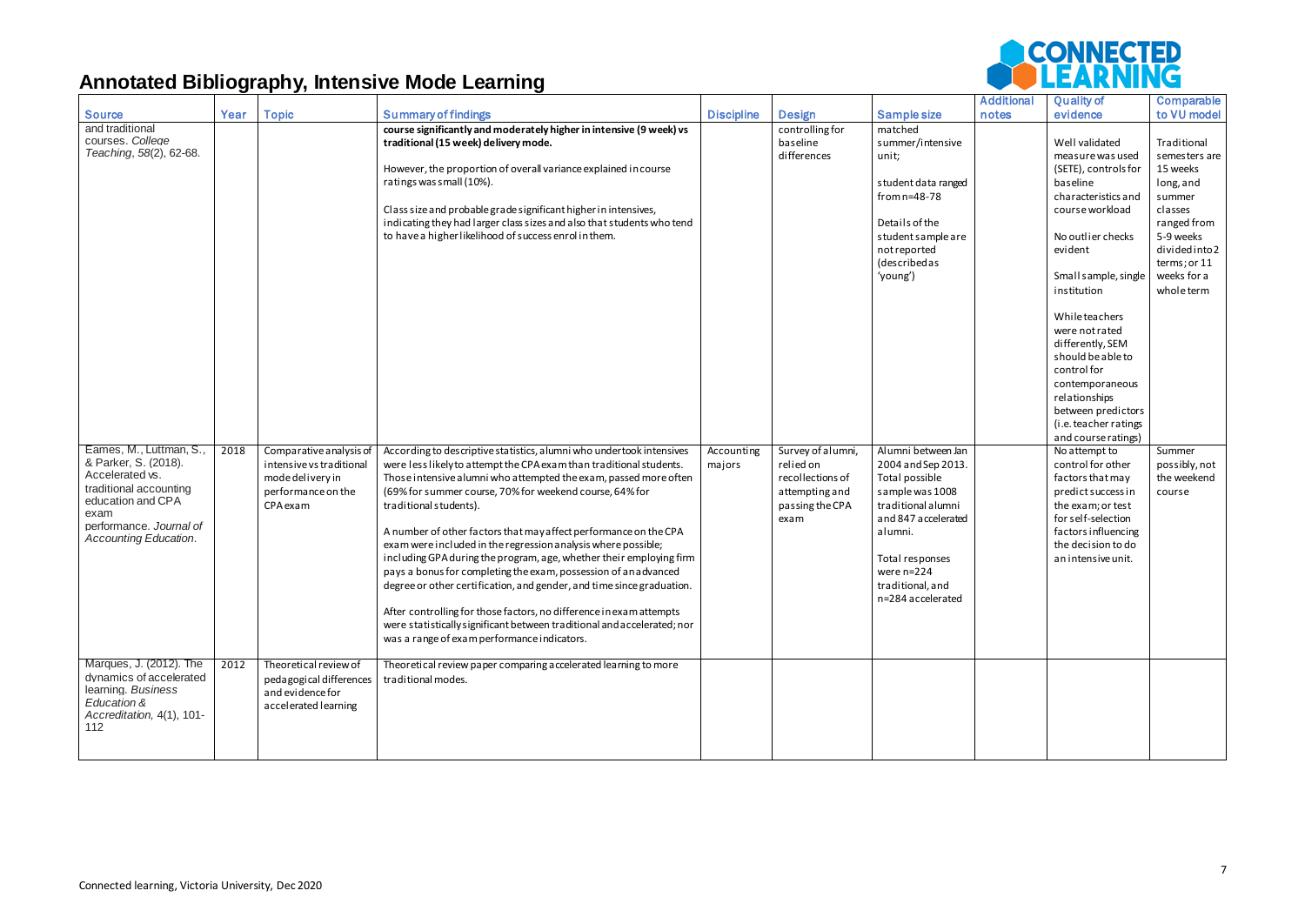# Annotated Bibliography, Intensive Mode Learning

| Source | Year | Topic | Summary of findings | Discipline | Design | Sample size | Additional notes | Quality of evidence | Comparable to VU model |
|---|---|---|---|---|---|---|---|---|---|
| and traditional courses. *College Teaching*, *58*(2), 62-68. | | | **course significantly and moderately higher in intensive (9 week) vs traditional (15 week) delivery mode.**<br><br>However, the proportion of overall variance explained in course ratings was small (10%).<br><br>Class size and probable grade significant higher in intensives, indicating they had larger class sizes and also that students who tend to have a higher likelihood of success enrol in them. | | controlling for baseline differences | matched summer/intensive unit;<br><br>student data ranged from n=48-78<br><br>Details of the student sample are not reported (described as 'young') | | Well validated measure was used (SETE), controls for baseline characteristics and course workload<br><br>No outlier checks evident<br><br>Small sample, single institution<br><br>While teachers were not rated differently, SEM should be able to control for contemporaneous relationships between predictors (i.e. teacher ratings and course ratings) | Traditional semesters are 15 weeks long, and summer classes ranged from 5-9 weeks divided into 2 terms; or 11 weeks for a whole term |
| Eames, M., Luttman, S., & Parker, S. (2018). Accelerated vs. traditional accounting education and CPA exam performance. *Journal of Accounting Education*. | 2018 | Comparative analysis of intensive vs traditional mode delivery in performance on the CPA exam | According to descriptive statistics, alumni who undertook intensives were less likely to attempt the CPA exam than traditional students. Those intensive alumni who attempted the exam, passed more often (69% for summer course, 70% for weekend course, 64% for traditional students).<br><br>A number of other factors that may affect performance on the CPA exam were included in the regression analysis where possible; including GPA during the program, age, whether their employing firm pays a bonus for completing the exam, possession of an advanced degree or other certification, and gender, and time since graduation.<br><br>After controlling for those factors, no difference in exam attempts were statistically significant between traditional and accelerated; nor was a range of exam performance indicators. | Accounting majors | Survey of alumni, relied on recollections of attempting and passing the CPA exam | Alumni between Jan 2004 and Sep 2013. Total possible sample was 1008 traditional alumni and 847 accelerated alumni.<br><br>Total responses were n=224 traditional, and n=284 accelerated | | No attempt to control for other factors that may predict success in the exam; or test for self-selection factors influencing the decision to do an intensive unit. | Summer possibly, not the weekend course |
| Marques, J. (2012). The dynamics of accelerated learning. *Business Education & Accreditation*, 4(1), 101-112 | 2012 | Theoretical review of pedagogical differences and evidence for accelerated learning | Theoretical review paper comparing accelerated learning to more traditional modes. | | | | | | |

Connected learning, Victoria University, Dec 2020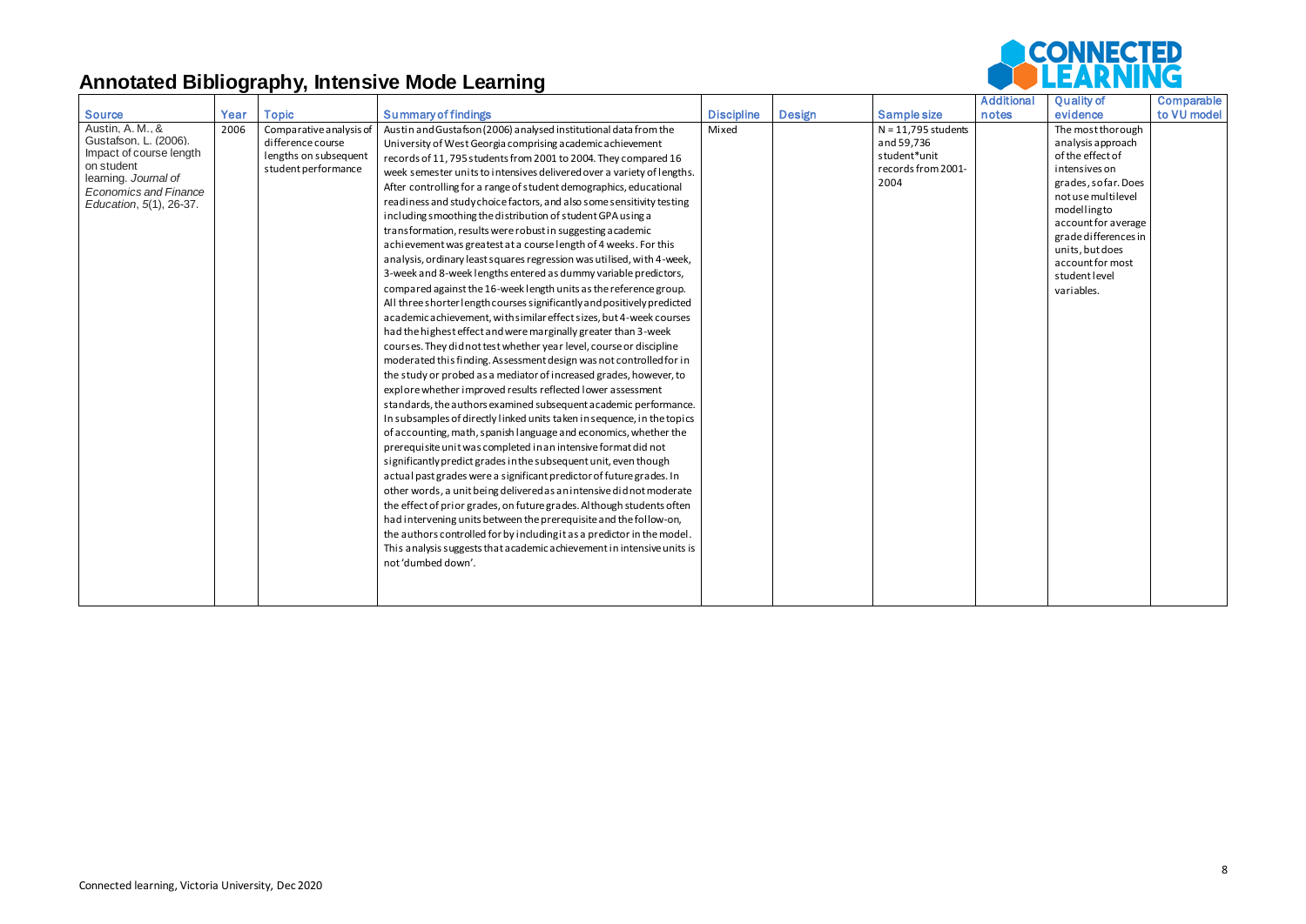# Annotated Bibliography, Intensive Mode Learning

| Source | Year | Topic | Summary of findings | Discipline | Design | Sample size | Additional notes | Quality of evidence | Comparable to VU model |
|---|---|---|---|---|---|---|---|---|---|
| Austin, A. M., & Gustafson, L. (2006). Impact of course length on student learning. *Journal of Economics and Finance Education*, *5*(1), 26-37. | 2006 | Comparative analysis of difference course lengths on subsequent student performance | Austin and Gustafson (2006) analysed institutional data from the University of West Georgia comprising academic achievement records of 11,795 students from 2001 to 2004. They compared 16 week semester units to intensives delivered over a variety of lengths. After controlling for a range of student demographics, educational readiness and study choice factors, and also some sensitivity testing including smoothing the distribution of student GPA using a transformation, results were robust in suggesting academic achievement was greatest at a course length of 4 weeks. For this analysis, ordinary least squares regression was utilised, with 4-week, 3-week and 8-week lengths entered as dummy variable predictors, compared against the 16-week length units as the reference group. All three shorter length courses significantly and positively predicted academic achievement, with similar effect sizes, but 4-week courses had the highest effect and were marginally greater than 3-week courses. They did not test whether year level, course or discipline moderated this finding. Assessment design was not controlled for in the study or probed as a mediator of increased grades, however, to explore whether improved results reflected lower assessment standards, the authors examined subsequent academic performance. In subsamples of directly linked units taken in sequence, in the topics of accounting, math, spanish language and economics, whether the prerequisite unit was completed in an intensive format did not significantly predict grades in the subsequent unit, even though actual past grades were a significant predictor of future grades. In other words, a unit being delivered as an intensive did not moderate the effect of prior grades, on future grades. Although students often had intervening units between the prerequisite and the follow-on, the authors controlled for by including it as a predictor in the model. This analysis suggests that academic achievement in intensive units is not 'dumbed down'. | Mixed | | N = 11,795 students and 59,736 student*unit records from 2001-2004 | | The most thorough analysis approach of the effect of intensives on grades, so far. Does not use multilevel modelling to account for average grade differences in units, but does account for most student level variables. | |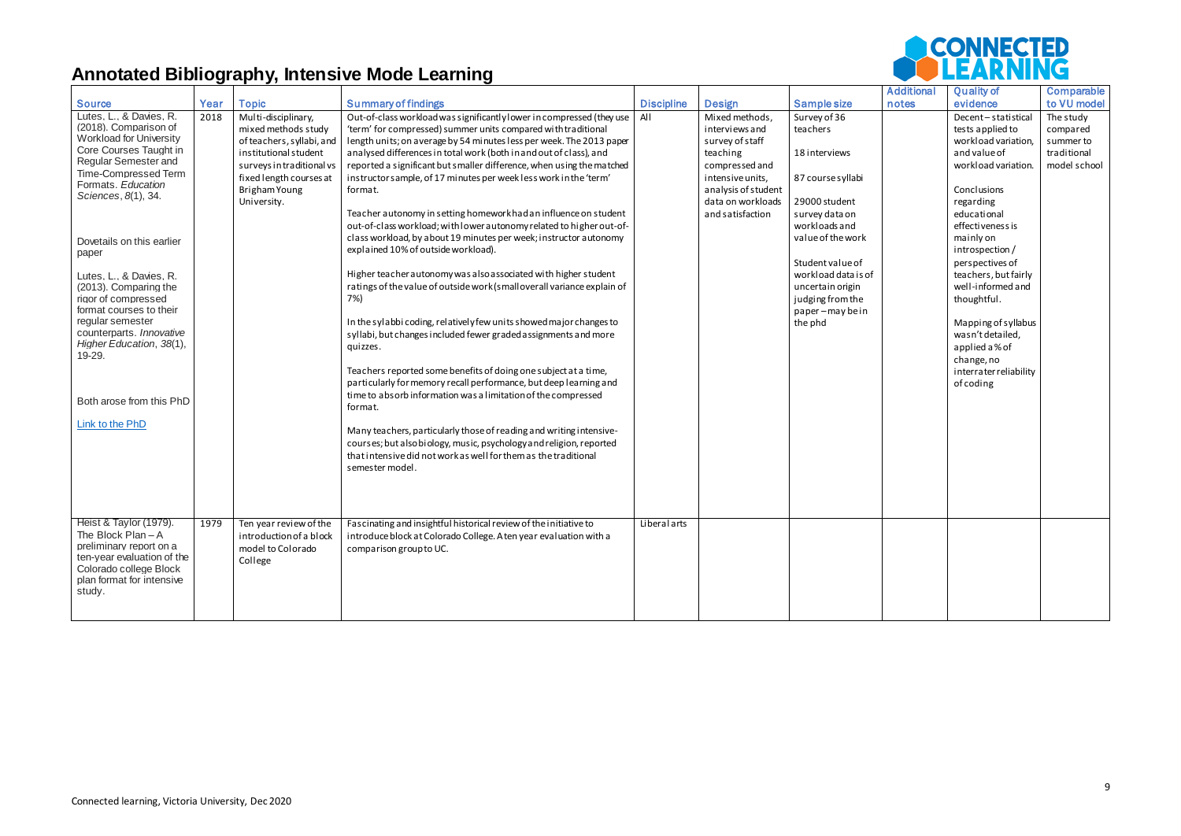# Annotated Bibliography, Intensive Mode Learning

| Source | Year | Topic | Summary of findings | Discipline | Design | Sample size | Additional notes | Quality of evidence | Comparable to VU model |
|---|---|---|---|---|---|---|---|---|---|
| Lutes, L., & Davies, R. (2018). Comparison of Workload for University Core Courses Taught in Regular Semester and Time-Compressed Term Formats. *Education Sciences*, *8*(1), 34.<br><br>Dovetails on this earlier paper<br><br>Lutes, L., & Davies, R. (2013). Comparing the rigor of compressed format courses to their regular semester counterparts. *Innovative Higher Education*, *38*(1), 19-29.<br><br>Both arose from this PhD<br><br>Link to the PhD | 2018 | Multi-disciplinary, mixed methods study of teachers, syllabi, and institutional student surveys in traditional vs fixed length courses at Brigham Young University. | Out-of-class workload was significantly lower in compressed (they use 'term' for compressed) summer units compared with traditional length units; on average by 54 minutes less per week. The 2013 paper analysed differences in total work (both in and out of class), and reported a significant but smaller difference, when using the matched instructor sample, of 17 minutes per week less work in the 'term' format.<br><br>Teacher autonomy in setting homework had an influence on student out-of-class workload; with lower autonomy related to higher out-of-class workload, by about 19 minutes per week; instructor autonomy explained 10% of outside workload).<br><br>Higher teacher autonomy was also associated with higher student ratings of the value of outside work (small overall variance explain of 7%)<br><br>In the sylabbi coding, relatively few units showed major changes to syllabi, but changes included fewer graded assignments and more quizzes.<br><br>Teachers reported some benefits of doing one subject at a time, particularly for memory recall performance, but deep learning and time to absorb information was a limitation of the compressed format.<br><br>Many teachers, particularly those of reading and writing intensive-courses; but also biology, music, psychology and religion, reported that intensive did not work as well for them as the traditional semester model. | All | Mixed methods, interviews and survey of staff teaching compressed and intensive units, analysis of student data on workloads and satisfaction | Survey of 36 teachers<br><br>18 interviews<br><br>87 course syllabi<br><br>29000 student survey data on workloads and value of the work<br><br>Student value of workload data is of uncertain origin judging from the paper – may be in the phd | | Decent – statistical tests applied to workload variation, and value of workload variation.<br><br>Conclusions regarding educational effectiveness is mainly on introspection / perspectives of teachers, but fairly well-informed and thoughtful.<br><br>Mapping of syllabus wasn't detailed, applied a % of change, no interrater reliability of coding | The study compared summer to traditional model school |
| Heist & Taylor (1979). The Block Plan – A preliminary report on a ten-year evaluation of the Colorado college Block plan format for intensive study. | 1979 | Ten year review of the introduction of a block model to Colorado College | Fascinating and insightful historical review of the initiative to introduce block at Colorado College. A ten year evaluation with a comparison group to UC. | Liberal arts | | | | | |

Connected learning, Victoria University, Dec 2020